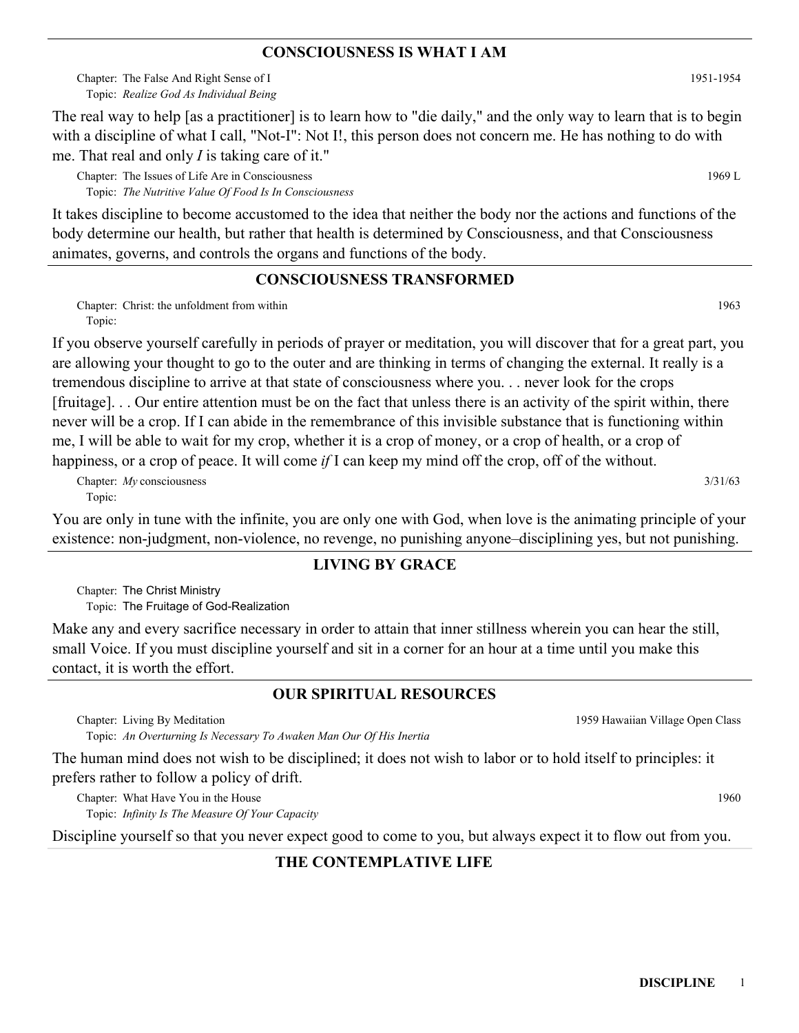## CONSCIOUSNESS IS WHAT I AM

Chapter: The False And Right Sense of I 1951-1954
Topic: *Realize God As Individual Being*

The real way to help [as a practitioner] is to learn how to "die daily," and the only way to learn that is to begin with a discipline of what I call, "Not-I": Not I!, this person does not concern me. He has nothing to do with me. That real and only *I* is taking care of it."

Chapter: The Issues of Life Are in Consciousness 1969 L
Topic: *The Nutritive Value Of Food Is In Consciousness*

It takes discipline to become accustomed to the idea that neither the body nor the actions and functions of the body determine our health, but rather that health is determined by Consciousness, and that Consciousness animates, governs, and controls the organs and functions of the body.

## CONSCIOUSNESS TRANSFORMED

Chapter: Christ: the unfoldment from within 1963
Topic:

If you observe yourself carefully in periods of prayer or meditation, you will discover that for a great part, you are allowing your thought to go to the outer and are thinking in terms of changing the external. It really is a tremendous discipline to arrive at that state of consciousness where you. . . never look for the crops [fruitage]. . . Our entire attention must be on the fact that unless there is an activity of the spirit within, there never will be a crop. If I can abide in the remembrance of this invisible substance that is functioning within me, I will be able to wait for my crop, whether it is a crop of money, or a crop of health, or a crop of happiness, or a crop of peace. It will come *if* I can keep my mind off the crop, off of the without.

Chapter: *My* consciousness 3/31/63
Topic:

You are only in tune with the infinite, you are only one with God, when love is the animating principle of your existence: non-judgment, non-violence, no revenge, no punishing anyone–disciplining yes, but not punishing.

## LIVING BY GRACE

Chapter: The Christ Ministry
Topic: The Fruitage of God-Realization

Make any and every sacrifice necessary in order to attain that inner stillness wherein you can hear the still, small Voice. If you must discipline yourself and sit in a corner for an hour at a time until you make this contact, it is worth the effort.

## OUR SPIRITUAL RESOURCES

Chapter: Living By Meditation 1959 Hawaiian Village Open Class
Topic: *An Overturning Is Necessary To Awaken Man Our Of His Inertia*

The human mind does not wish to be disciplined; it does not wish to labor or to hold itself to principles: it prefers rather to follow a policy of drift.

Chapter: What Have You in the House 1960
Topic: *Infinity Is The Measure Of Your Capacity*

Discipline yourself so that you never expect good to come to you, but always expect it to flow out from you.

## THE CONTEMPLATIVE LIFE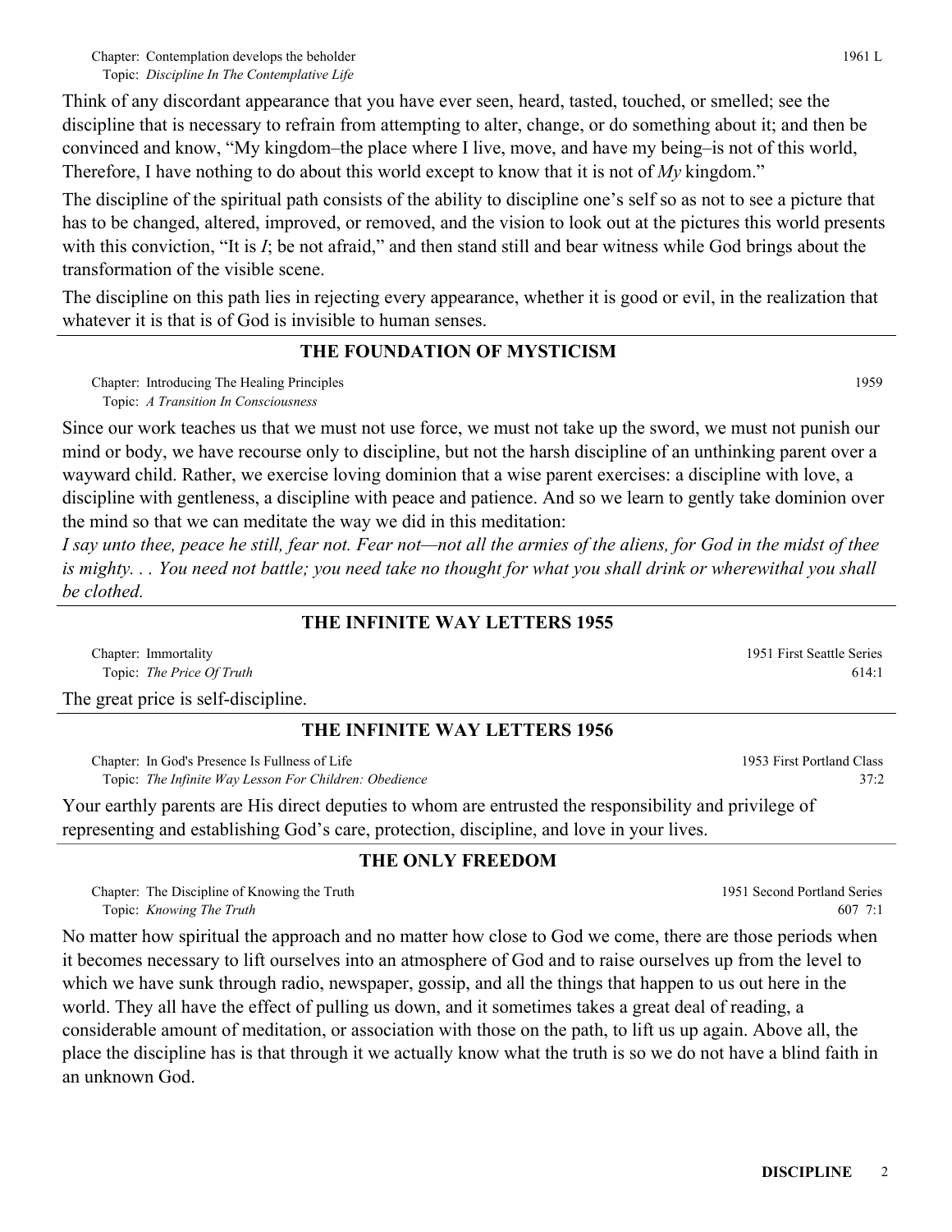Chapter: Contemplation develops the beholder 1961 L
Topic: *Discipline In The Contemplative Life*

Think of any discordant appearance that you have ever seen, heard, tasted, touched, or smelled; see the discipline that is necessary to refrain from attempting to alter, change, or do something about it; and then be convinced and know, "My kingdom–the place where I live, move, and have my being–is not of this world, Therefore, I have nothing to do about this world except to know that it is not of *My* kingdom."

The discipline of the spiritual path consists of the ability to discipline one's self so as not to see a picture that has to be changed, altered, improved, or removed, and the vision to look out at the pictures this world presents with this conviction, "It is *I*; be not afraid," and then stand still and bear witness while God brings about the transformation of the visible scene.

The discipline on this path lies in rejecting every appearance, whether it is good or evil, in the realization that whatever it is that is of God is invisible to human senses.

---

## THE FOUNDATION OF MYSTICISM

Chapter: Introducing The Healing Principles 1959
Topic: *A Transition In Consciousness*

Since our work teaches us that we must not use force, we must not take up the sword, we must not punish our mind or body, we have recourse only to discipline, but not the harsh discipline of an unthinking parent over a wayward child. Rather, we exercise loving dominion that a wise parent exercises: a discipline with love, a discipline with gentleness, a discipline with peace and patience. And so we learn to gently take dominion over the mind so that we can meditate the way we did in this meditation:

*I say unto thee, peace he still, fear not. Fear not—not all the armies of the aliens, for God in the midst of thee is mighty. . . You need not battle; you need take no thought for what you shall drink or wherewithal you shall be clothed.*

---

## THE INFINITE WAY LETTERS 1955

Chapter: Immortality 1951 First Seattle Series
Topic: *The Price Of Truth* 614:1

The great price is self-discipline.

---

## THE INFINITE WAY LETTERS 1956

Chapter: In God's Presence Is Fullness of Life 1953 First Portland Class
Topic: *The Infinite Way Lesson For Children: Obedience* 37:2

Your earthly parents are His direct deputies to whom are entrusted the responsibility and privilege of representing and establishing God's care, protection, discipline, and love in your lives.

---

## THE ONLY FREEDOM

Chapter: The Discipline of Knowing the Truth 1951 Second Portland Series
Topic: *Knowing The Truth* 607 7:1

No matter how spiritual the approach and no matter how close to God we come, there are those periods when it becomes necessary to lift ourselves into an atmosphere of God and to raise ourselves up from the level to which we have sunk through radio, newspaper, gossip, and all the things that happen to us out here in the world. They all have the effect of pulling us down, and it sometimes takes a great deal of reading, a considerable amount of meditation, or association with those on the path, to lift us up again. Above all, the place the discipline has is that through it we actually know what the truth is so we do not have a blind faith in an unknown God.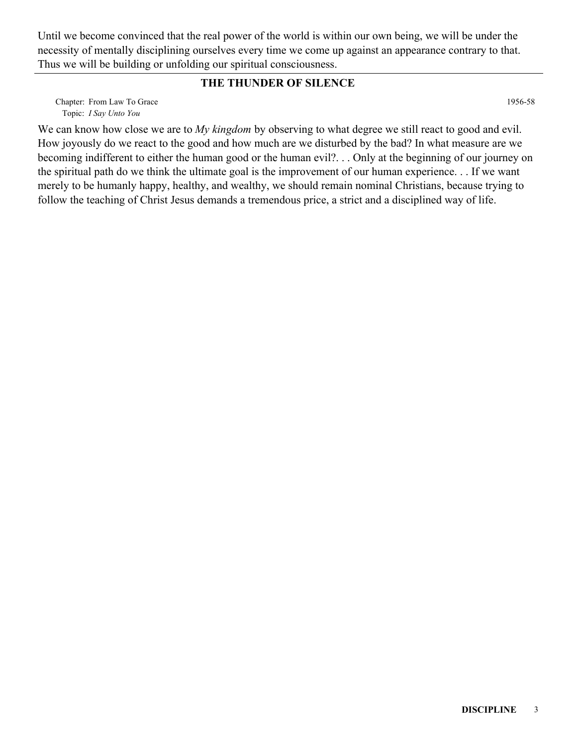Until we become convinced that the real power of the world is within our own being, we will be under the necessity of mentally disciplining ourselves every time we come up against an appearance contrary to that. Thus we will be building or unfolding our spiritual consciousness.

---

## THE THUNDER OF SILENCE

Chapter: From Law To Grace — 1956-58
Topic: *I Say Unto You*

We can know how close we are to *My kingdom* by observing to what degree we still react to good and evil. How joyously do we react to the good and how much are we disturbed by the bad? In what measure are we becoming indifferent to either the human good or the human evil?. . . Only at the beginning of our journey on the spiritual path do we think the ultimate goal is the improvement of our human experience. . . If we want merely to be humanly happy, healthy, and wealthy, we should remain nominal Christians, because trying to follow the teaching of Christ Jesus demands a tremendous price, a strict and a disciplined way of life.